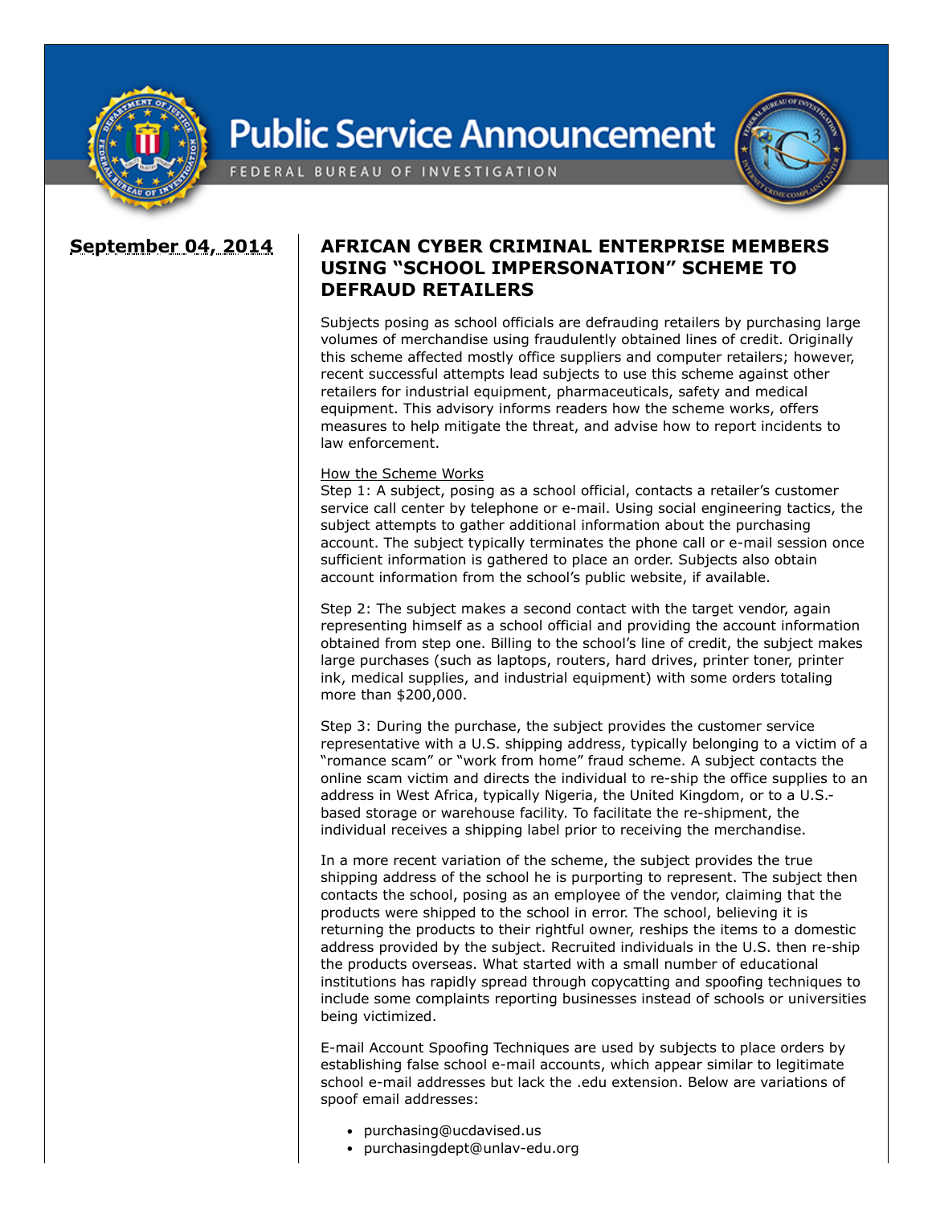# Public Service Announcement

FEDERAL BUREAU OF INVESTIGATION

**September 04, 2014**

## AFRICAN CYBER CRIMINAL ENTERPRISE MEMBERS USING "SCHOOL IMPERSONATION" SCHEME TO DEFRAUD RETAILERS

Subjects posing as school officials are defrauding retailers by purchasing large volumes of merchandise using fraudulently obtained lines of credit. Originally this scheme affected mostly office suppliers and computer retailers; however, recent successful attempts lead subjects to use this scheme against other retailers for industrial equipment, pharmaceuticals, safety and medical equipment. This advisory informs readers how the scheme works, offers measures to help mitigate the threat, and advise how to report incidents to law enforcement.

How the Scheme Works

Step 1: A subject, posing as a school official, contacts a retailer's customer service call center by telephone or e-mail. Using social engineering tactics, the subject attempts to gather additional information about the purchasing account. The subject typically terminates the phone call or e-mail session once sufficient information is gathered to place an order. Subjects also obtain account information from the school's public website, if available.

Step 2: The subject makes a second contact with the target vendor, again representing himself as a school official and providing the account information obtained from step one. Billing to the school's line of credit, the subject makes large purchases (such as laptops, routers, hard drives, printer toner, printer ink, medical supplies, and industrial equipment) with some orders totaling more than $200,000.

Step 3: During the purchase, the subject provides the customer service representative with a U.S. shipping address, typically belonging to a victim of a "romance scam" or "work from home" fraud scheme. A subject contacts the online scam victim and directs the individual to re-ship the office supplies to an address in West Africa, typically Nigeria, the United Kingdom, or to a U.S.-based storage or warehouse facility. To facilitate the re-shipment, the individual receives a shipping label prior to receiving the merchandise.

In a more recent variation of the scheme, the subject provides the true shipping address of the school he is purporting to represent. The subject then contacts the school, posing as an employee of the vendor, claiming that the products were shipped to the school in error. The school, believing it is returning the products to their rightful owner, reships the items to a domestic address provided by the subject. Recruited individuals in the U.S. then re-ship the products overseas. What started with a small number of educational institutions has rapidly spread through copycatting and spoofing techniques to include some complaints reporting businesses instead of schools or universities being victimized.

E-mail Account Spoofing Techniques are used by subjects to place orders by establishing false school e-mail accounts, which appear similar to legitimate school e-mail addresses but lack the .edu extension. Below are variations of spoof email addresses:

- purchasing@ucdavised.us
- purchasingdept@unlav-edu.org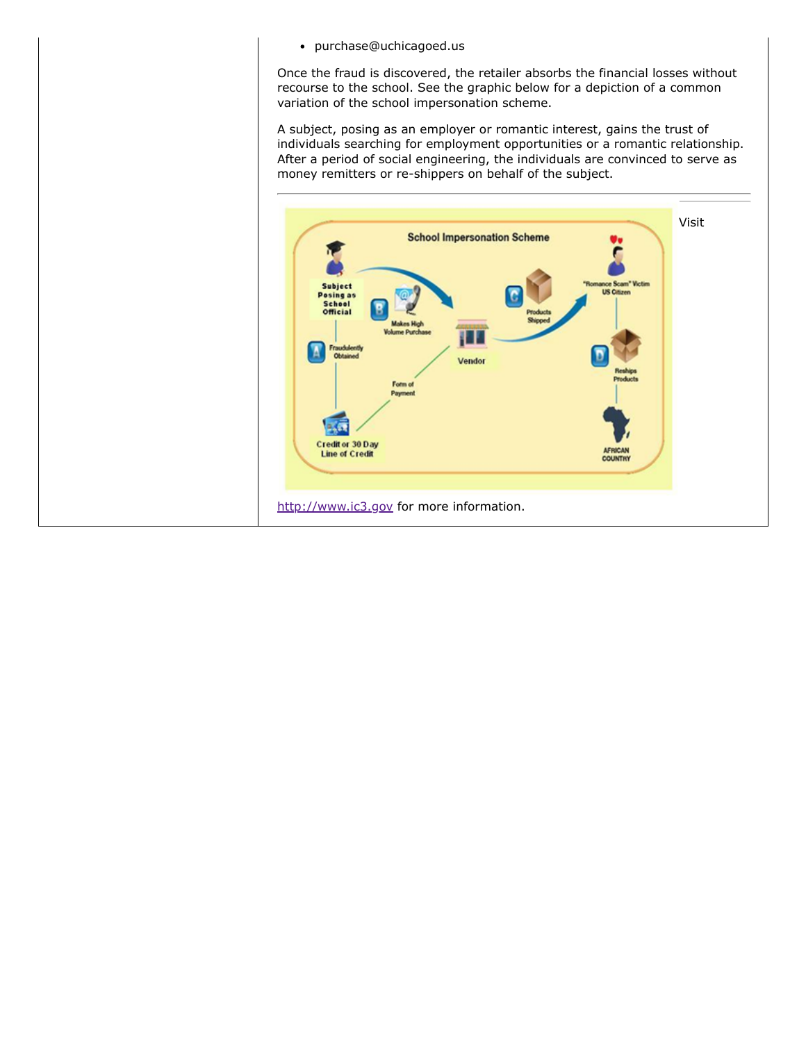- purchase@uchicagoed.us

Once the fraud is discovered, the retailer absorbs the financial losses without recourse to the school. See the graphic below for a depiction of a common variation of the school impersonation scheme.

A subject, posing as an employer or romantic interest, gains the trust of individuals searching for employment opportunities or a romantic relationship. After a period of social engineering, the individuals are convinced to serve as money remitters or re-shippers on behalf of the subject.

School Impersonation Scheme

Subject Posing as School Official

A Fraudulently Obtained

B Makes High Volume Purchase

Vendor

C Products Shipped

"Romance Scam" Victim US Citizen

D Reships Products

AFRICAN COUNTRY

Form of Payment

Credit or 30 Day Line of Credit

Visit http://www.ic3.gov for more information.